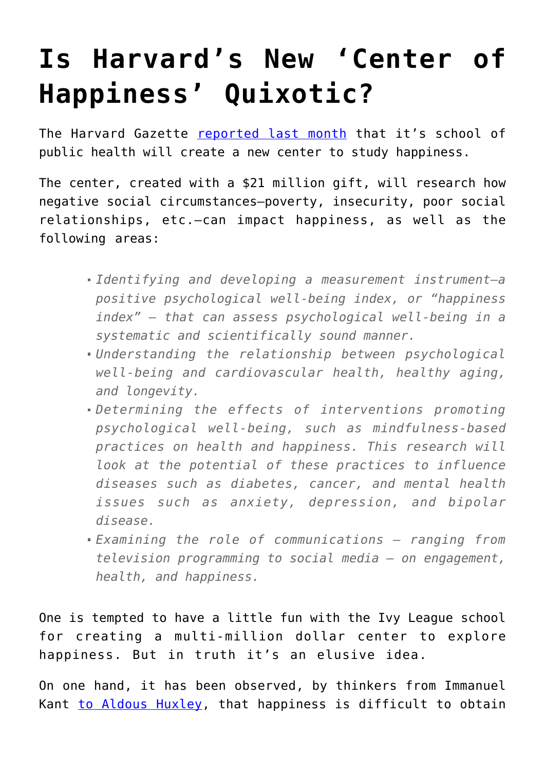# Is Harvard's New 'Center of Happiness' Quixotic?

The Harvard Gazette [reported last month](#) that it's school of public health will create a new center to study happiness.

The center, created with a $21 million gift, will research how negative social circumstances—poverty, insecurity, poor social relationships, etc.—can impact happiness, as well as the following areas:

> - *Identifying and developing a measurement instrument—a positive psychological well-being index, or "happiness index" — that can assess psychological well-being in a systematic and scientifically sound manner.*
> - *Understanding the relationship between psychological well-being and cardiovascular health, healthy aging, and longevity.*
> - *Determining the effects of interventions promoting psychological well-being, such as mindfulness-based practices on health and happiness. This research will look at the potential of these practices to influence diseases such as diabetes, cancer, and mental health issues such as anxiety, depression, and bipolar disease.*
> - *Examining the role of communications — ranging from television programming to social media — on engagement, health, and happiness.*

One is tempted to have a little fun with the Ivy League school for creating a multi-million dollar center to explore happiness. But in truth it's an elusive idea.

On one hand, it has been observed, by thinkers from Immanuel Kant [to Aldous Huxley](#), that happiness is difficult to obtain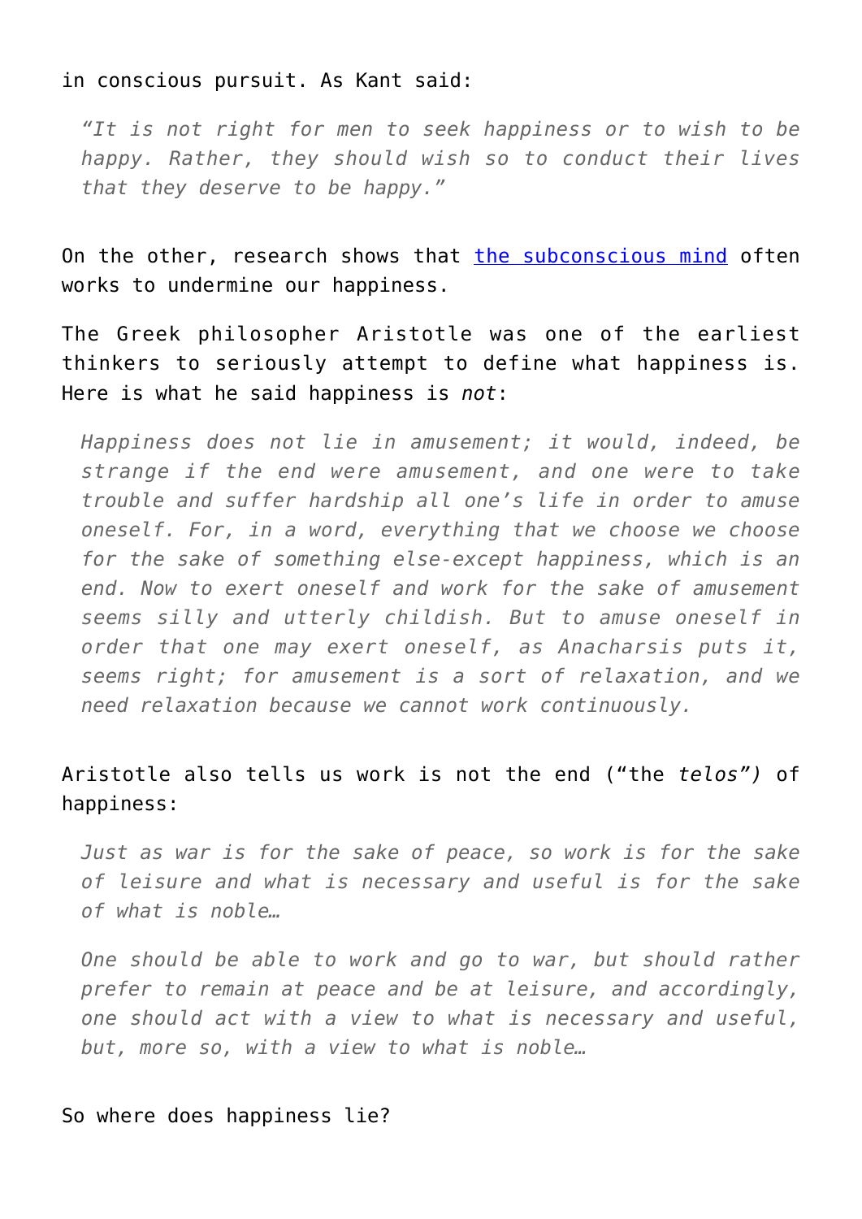in conscious pursuit. As Kant said:

> *"It is not right for men to seek happiness or to wish to be happy. Rather, they should wish so to conduct their lives that they deserve to be happy."*

On the other, research shows that [the subconscious mind] often works to undermine our happiness.

The Greek philosopher Aristotle was one of the earliest thinkers to seriously attempt to define what happiness is. Here is what he said happiness is *not*:

> *Happiness does not lie in amusement; it would, indeed, be strange if the end were amusement, and one were to take trouble and suffer hardship all one's life in order to amuse oneself. For, in a word, everything that we choose we choose for the sake of something else-except happiness, which is an end. Now to exert oneself and work for the sake of amusement seems silly and utterly childish. But to amuse oneself in order that one may exert oneself, as Anacharsis puts it, seems right; for amusement is a sort of relaxation, and we need relaxation because we cannot work continuously.*

Aristotle also tells us work is not the end ("the *telos*") of happiness:

> *Just as war is for the sake of peace, so work is for the sake of leisure and what is necessary and useful is for the sake of what is noble…*
>
> *One should be able to work and go to war, but should rather prefer to remain at peace and be at leisure, and accordingly, one should act with a view to what is necessary and useful, but, more so, with a view to what is noble…*

So where does happiness lie?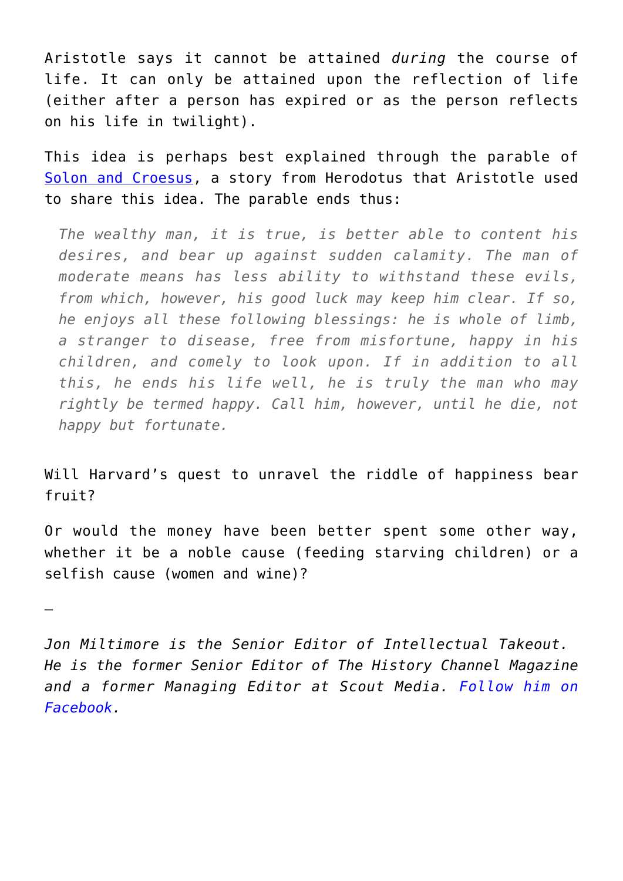Aristotle says it cannot be attained *during* the course of life. It can only be attained upon the reflection of life (either after a person has expired or as the person reflects on his life in twilight).

This idea is perhaps best explained through the parable of [Solon and Croesus](), a story from Herodotus that Aristotle used to share this idea. The parable ends thus:

> *The wealthy man, it is true, is better able to content his desires, and bear up against sudden calamity. The man of moderate means has less ability to withstand these evils, from which, however, his good luck may keep him clear. If so, he enjoys all these following blessings: he is whole of limb, a stranger to disease, free from misfortune, happy in his children, and comely to look upon. If in addition to all this, he ends his life well, he is truly the man who may rightly be termed happy. Call him, however, until he die, not happy but fortunate.*

Will Harvard's quest to unravel the riddle of happiness bear fruit?

Or would the money have been better spent some other way, whether it be a noble cause (feeding starving children) or a selfish cause (women and wine)?

—

*Jon Miltimore is the Senior Editor of Intellectual Takeout. He is the former Senior Editor of The History Channel Magazine and a former Managing Editor at Scout Media. [Follow him on Facebook]().*